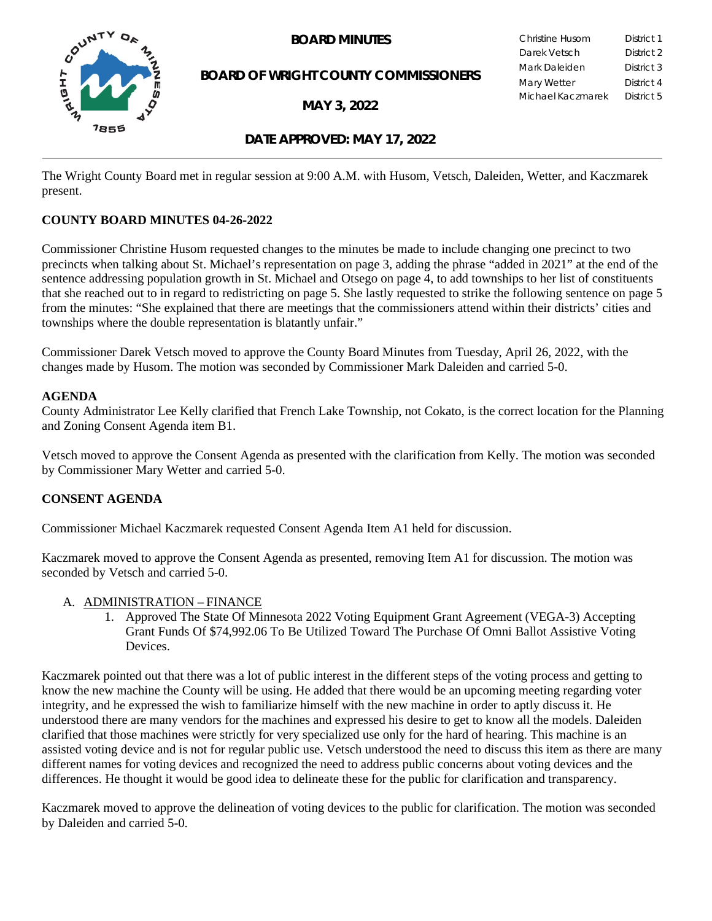# BOARD MINUTES

## BOARD OF WRIGHT COUNTY COMMISSIONERS

## MAY 3, 2022

| | |
|---|---|
| Christine Husom | District 1 |
| Darek Vetsch | District 2 |
| Mark Daleiden | District 3 |
| Mary Wetter | District 4 |
| Michael Kaczmarek | District 5 |

## DATE APPROVED: MAY 17, 2022

The Wright County Board met in regular session at 9:00 A.M. with Husom, Vetsch, Daleiden, Wetter, and Kaczmarek present.

**COUNTY BOARD MINUTES 04-26-2022**

Commissioner Christine Husom requested changes to the minutes be made to include changing one precinct to two precincts when talking about St. Michael's representation on page 3, adding the phrase "added in 2021" at the end of the sentence addressing population growth in St. Michael and Otsego on page 4, to add townships to her list of constituents that she reached out to in regard to redistricting on page 5. She lastly requested to strike the following sentence on page 5 from the minutes: "She explained that there are meetings that the commissioners attend within their districts' cities and townships where the double representation is blatantly unfair."

Commissioner Darek Vetsch moved to approve the County Board Minutes from Tuesday, April 26, 2022, with the changes made by Husom. The motion was seconded by Commissioner Mark Daleiden and carried 5-0.

**AGENDA**

County Administrator Lee Kelly clarified that French Lake Township, not Cokato, is the correct location for the Planning and Zoning Consent Agenda item B1.

Vetsch moved to approve the Consent Agenda as presented with the clarification from Kelly. The motion was seconded by Commissioner Mary Wetter and carried 5-0.

**CONSENT AGENDA**

Commissioner Michael Kaczmarek requested Consent Agenda Item A1 held for discussion.

Kaczmarek moved to approve the Consent Agenda as presented, removing Item A1 for discussion. The motion was seconded by Vetsch and carried 5-0.

A. ADMINISTRATION – FINANCE
   1. Approved The State Of Minnesota 2022 Voting Equipment Grant Agreement (VEGA-3) Accepting Grant Funds Of $74,992.06 To Be Utilized Toward The Purchase Of Omni Ballot Assistive Voting Devices.

Kaczmarek pointed out that there was a lot of public interest in the different steps of the voting process and getting to know the new machine the County will be using. He added that there would be an upcoming meeting regarding voter integrity, and he expressed the wish to familiarize himself with the new machine in order to aptly discuss it. He understood there are many vendors for the machines and expressed his desire to get to know all the models. Daleiden clarified that those machines were strictly for very specialized use only for the hard of hearing. This machine is an assisted voting device and is not for regular public use. Vetsch understood the need to discuss this item as there are many different names for voting devices and recognized the need to address public concerns about voting devices and the differences. He thought it would be good idea to delineate these for the public for clarification and transparency.

Kaczmarek moved to approve the delineation of voting devices to the public for clarification. The motion was seconded by Daleiden and carried 5-0.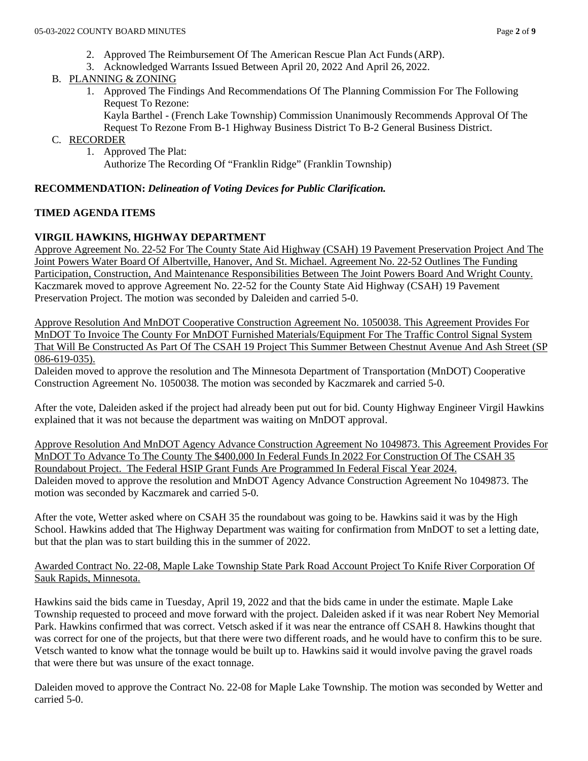2. Approved The Reimbursement Of The American Rescue Plan Act Funds (ARP).
3. Acknowledged Warrants Issued Between April 20, 2022 And April 26, 2022.

B. PLANNING & ZONING
   1. Approved The Findings And Recommendations Of The Planning Commission For The Following Request To Rezone:
      Kayla Barthel - (French Lake Township) Commission Unanimously Recommends Approval Of The Request To Rezone From B-1 Highway Business District To B-2 General Business District.

C. RECORDER
   1. Approved The Plat:
      Authorize The Recording Of "Franklin Ridge" (Franklin Township)

**RECOMMENDATION:** ***Delineation of Voting Devices for Public Clarification.***

**TIMED AGENDA ITEMS**

**VIRGIL HAWKINS, HIGHWAY DEPARTMENT**

Approve Agreement No. 22-52 For The County State Aid Highway (CSAH) 19 Pavement Preservation Project And The Joint Powers Water Board Of Albertville, Hanover, And St. Michael. Agreement No. 22-52 Outlines The Funding Participation, Construction, And Maintenance Responsibilities Between The Joint Powers Board And Wright County.
Kaczmarek moved to approve Agreement No. 22-52 for the County State Aid Highway (CSAH) 19 Pavement Preservation Project. The motion was seconded by Daleiden and carried 5-0.

Approve Resolution And MnDOT Cooperative Construction Agreement No. 1050038. This Agreement Provides For MnDOT To Invoice The County For MnDOT Furnished Materials/Equipment For The Traffic Control Signal System That Will Be Constructed As Part Of The CSAH 19 Project This Summer Between Chestnut Avenue And Ash Street (SP 086-619-035).
Daleiden moved to approve the resolution and The Minnesota Department of Transportation (MnDOT) Cooperative Construction Agreement No. 1050038. The motion was seconded by Kaczmarek and carried 5-0.

After the vote, Daleiden asked if the project had already been put out for bid. County Highway Engineer Virgil Hawkins explained that it was not because the department was waiting on MnDOT approval.

Approve Resolution And MnDOT Agency Advance Construction Agreement No 1049873. This Agreement Provides For MnDOT To Advance To The County The $400,000 In Federal Funds In 2022 For Construction Of The CSAH 35 Roundabout Project. The Federal HSIP Grant Funds Are Programmed In Federal Fiscal Year 2024.
Daleiden moved to approve the resolution and MnDOT Agency Advance Construction Agreement No 1049873. The motion was seconded by Kaczmarek and carried 5-0.

After the vote, Wetter asked where on CSAH 35 the roundabout was going to be. Hawkins said it was by the High School. Hawkins added that The Highway Department was waiting for confirmation from MnDOT to set a letting date, but that the plan was to start building this in the summer of 2022.

Awarded Contract No. 22-08, Maple Lake Township State Park Road Account Project To Knife River Corporation Of Sauk Rapids, Minnesota.

Hawkins said the bids came in Tuesday, April 19, 2022 and that the bids came in under the estimate. Maple Lake Township requested to proceed and move forward with the project. Daleiden asked if it was near Robert Ney Memorial Park. Hawkins confirmed that was correct. Vetsch asked if it was near the entrance off CSAH 8. Hawkins thought that was correct for one of the projects, but that there were two different roads, and he would have to confirm this to be sure. Vetsch wanted to know what the tonnage would be built up to. Hawkins said it would involve paving the gravel roads that were there but was unsure of the exact tonnage.

Daleiden moved to approve the Contract No. 22-08 for Maple Lake Township. The motion was seconded by Wetter and carried 5-0.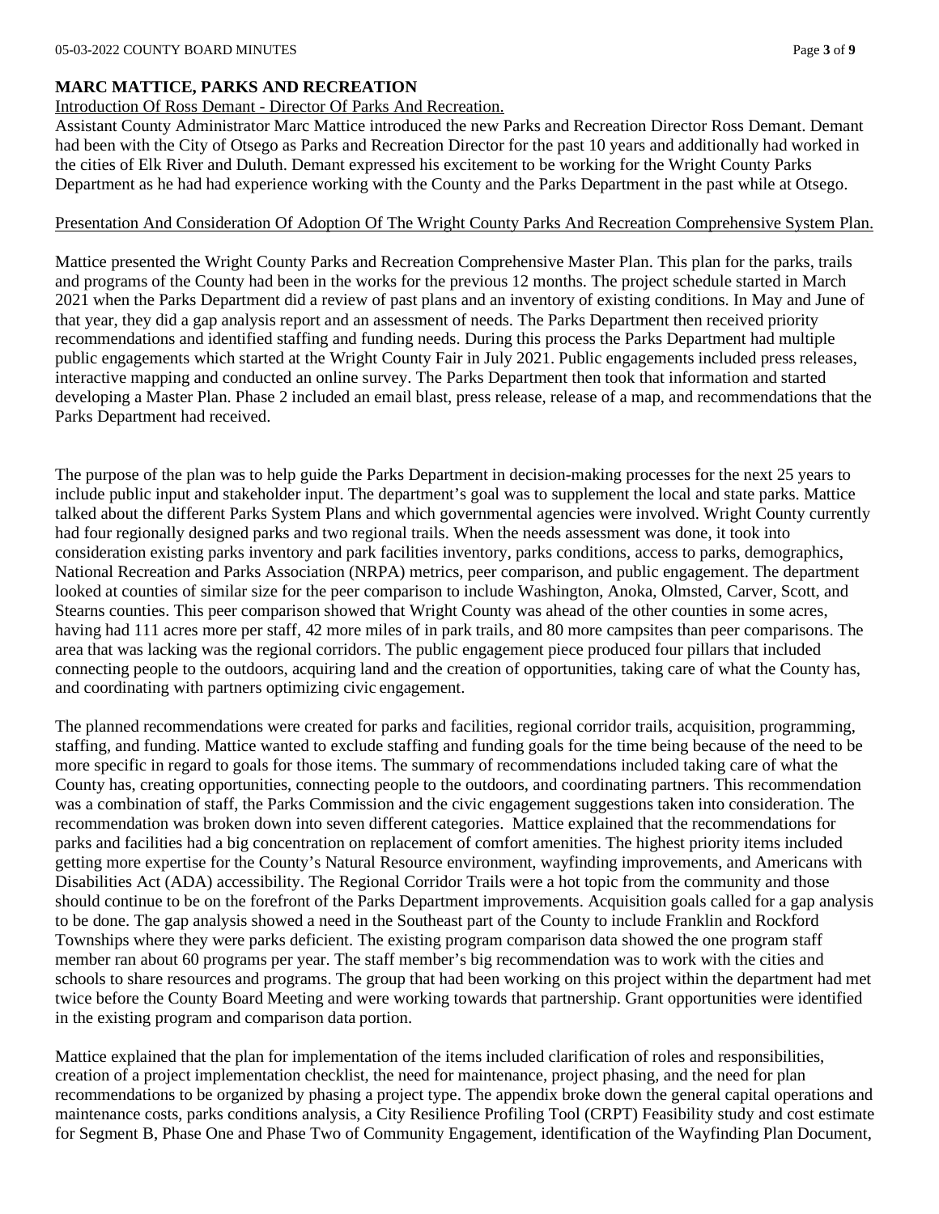## MARC MATTICE, PARKS AND RECREATION

Introduction Of Ross Demant - Director Of Parks And Recreation.

Assistant County Administrator Marc Mattice introduced the new Parks and Recreation Director Ross Demant. Demant had been with the City of Otsego as Parks and Recreation Director for the past 10 years and additionally had worked in the cities of Elk River and Duluth. Demant expressed his excitement to be working for the Wright County Parks Department as he had had experience working with the County and the Parks Department in the past while at Otsego.

Presentation And Consideration Of Adoption Of The Wright County Parks And Recreation Comprehensive System Plan.

Mattice presented the Wright County Parks and Recreation Comprehensive Master Plan. This plan for the parks, trails and programs of the County had been in the works for the previous 12 months. The project schedule started in March 2021 when the Parks Department did a review of past plans and an inventory of existing conditions. In May and June of that year, they did a gap analysis report and an assessment of needs. The Parks Department then received priority recommendations and identified staffing and funding needs. During this process the Parks Department had multiple public engagements which started at the Wright County Fair in July 2021. Public engagements included press releases, interactive mapping and conducted an online survey. The Parks Department then took that information and started developing a Master Plan. Phase 2 included an email blast, press release, release of a map, and recommendations that the Parks Department had received.

The purpose of the plan was to help guide the Parks Department in decision-making processes for the next 25 years to include public input and stakeholder input. The department's goal was to supplement the local and state parks. Mattice talked about the different Parks System Plans and which governmental agencies were involved. Wright County currently had four regionally designed parks and two regional trails. When the needs assessment was done, it took into consideration existing parks inventory and park facilities inventory, parks conditions, access to parks, demographics, National Recreation and Parks Association (NRPA) metrics, peer comparison, and public engagement. The department looked at counties of similar size for the peer comparison to include Washington, Anoka, Olmsted, Carver, Scott, and Stearns counties. This peer comparison showed that Wright County was ahead of the other counties in some acres, having had 111 acres more per staff, 42 more miles of in park trails, and 80 more campsites than peer comparisons. The area that was lacking was the regional corridors. The public engagement piece produced four pillars that included connecting people to the outdoors, acquiring land and the creation of opportunities, taking care of what the County has, and coordinating with partners optimizing civic engagement.

The planned recommendations were created for parks and facilities, regional corridor trails, acquisition, programming, staffing, and funding. Mattice wanted to exclude staffing and funding goals for the time being because of the need to be more specific in regard to goals for those items. The summary of recommendations included taking care of what the County has, creating opportunities, connecting people to the outdoors, and coordinating partners. This recommendation was a combination of staff, the Parks Commission and the civic engagement suggestions taken into consideration. The recommendation was broken down into seven different categories. Mattice explained that the recommendations for parks and facilities had a big concentration on replacement of comfort amenities. The highest priority items included getting more expertise for the County's Natural Resource environment, wayfinding improvements, and Americans with Disabilities Act (ADA) accessibility. The Regional Corridor Trails were a hot topic from the community and those should continue to be on the forefront of the Parks Department improvements. Acquisition goals called for a gap analysis to be done. The gap analysis showed a need in the Southeast part of the County to include Franklin and Rockford Townships where they were parks deficient. The existing program comparison data showed the one program staff member ran about 60 programs per year. The staff member's big recommendation was to work with the cities and schools to share resources and programs. The group that had been working on this project within the department had met twice before the County Board Meeting and were working towards that partnership. Grant opportunities were identified in the existing program and comparison data portion.

Mattice explained that the plan for implementation of the items included clarification of roles and responsibilities, creation of a project implementation checklist, the need for maintenance, project phasing, and the need for plan recommendations to be organized by phasing a project type. The appendix broke down the general capital operations and maintenance costs, parks conditions analysis, a City Resilience Profiling Tool (CRPT) Feasibility study and cost estimate for Segment B, Phase One and Phase Two of Community Engagement, identification of the Wayfinding Plan Document,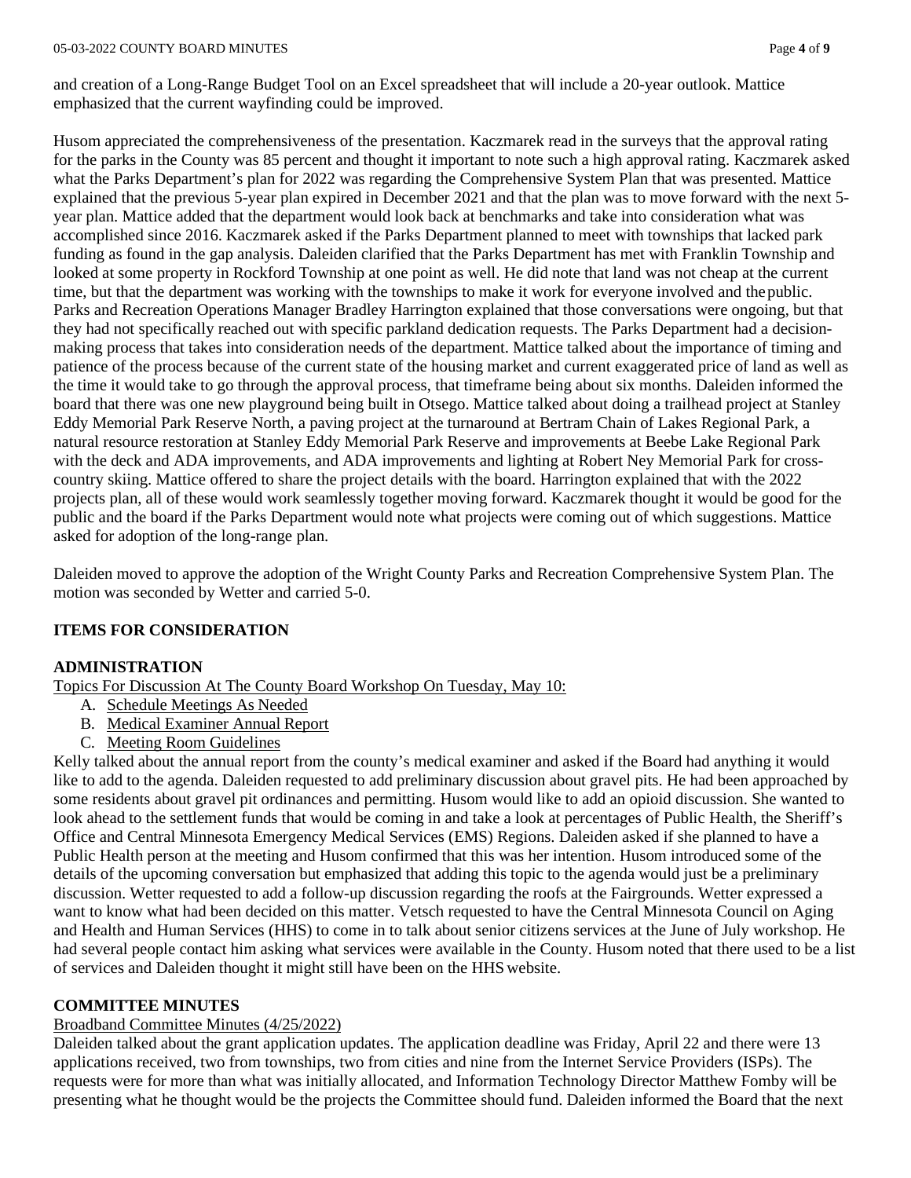and creation of a Long-Range Budget Tool on an Excel spreadsheet that will include a 20-year outlook. Mattice emphasized that the current wayfinding could be improved.

Husom appreciated the comprehensiveness of the presentation. Kaczmarek read in the surveys that the approval rating for the parks in the County was 85 percent and thought it important to note such a high approval rating. Kaczmarek asked what the Parks Department's plan for 2022 was regarding the Comprehensive System Plan that was presented. Mattice explained that the previous 5-year plan expired in December 2021 and that the plan was to move forward with the next 5-year plan. Mattice added that the department would look back at benchmarks and take into consideration what was accomplished since 2016. Kaczmarek asked if the Parks Department planned to meet with townships that lacked park funding as found in the gap analysis. Daleiden clarified that the Parks Department has met with Franklin Township and looked at some property in Rockford Township at one point as well. He did note that land was not cheap at the current time, but that the department was working with the townships to make it work for everyone involved and the public. Parks and Recreation Operations Manager Bradley Harrington explained that those conversations were ongoing, but that they had not specifically reached out with specific parkland dedication requests. The Parks Department had a decision-making process that takes into consideration needs of the department. Mattice talked about the importance of timing and patience of the process because of the current state of the housing market and current exaggerated price of land as well as the time it would take to go through the approval process, that timeframe being about six months. Daleiden informed the board that there was one new playground being built in Otsego. Mattice talked about doing a trailhead project at Stanley Eddy Memorial Park Reserve North, a paving project at the turnaround at Bertram Chain of Lakes Regional Park, a natural resource restoration at Stanley Eddy Memorial Park Reserve and improvements at Beebe Lake Regional Park with the deck and ADA improvements, and ADA improvements and lighting at Robert Ney Memorial Park for cross-country skiing. Mattice offered to share the project details with the board. Harrington explained that with the 2022 projects plan, all of these would work seamlessly together moving forward. Kaczmarek thought it would be good for the public and the board if the Parks Department would note what projects were coming out of which suggestions. Mattice asked for adoption of the long-range plan.

Daleiden moved to approve the adoption of the Wright County Parks and Recreation Comprehensive System Plan. The motion was seconded by Wetter and carried 5-0.

## ITEMS FOR CONSIDERATION

### ADMINISTRATION

Topics For Discussion At The County Board Workshop On Tuesday, May 10:

A. Schedule Meetings As Needed
B. Medical Examiner Annual Report
C. Meeting Room Guidelines

Kelly talked about the annual report from the county's medical examiner and asked if the Board had anything it would like to add to the agenda. Daleiden requested to add preliminary discussion about gravel pits. He had been approached by some residents about gravel pit ordinances and permitting. Husom would like to add an opioid discussion. She wanted to look ahead to the settlement funds that would be coming in and take a look at percentages of Public Health, the Sheriff's Office and Central Minnesota Emergency Medical Services (EMS) Regions. Daleiden asked if she planned to have a Public Health person at the meeting and Husom confirmed that this was her intention. Husom introduced some of the details of the upcoming conversation but emphasized that adding this topic to the agenda would just be a preliminary discussion. Wetter requested to add a follow-up discussion regarding the roofs at the Fairgrounds. Wetter expressed a want to know what had been decided on this matter. Vetsch requested to have the Central Minnesota Council on Aging and Health and Human Services (HHS) to come in to talk about senior citizens services at the June of July workshop. He had several people contact him asking what services were available in the County. Husom noted that there used to be a list of services and Daleiden thought it might still have been on the HHS website.

### COMMITTEE MINUTES

Broadband Committee Minutes (4/25/2022)

Daleiden talked about the grant application updates. The application deadline was Friday, April 22 and there were 13 applications received, two from townships, two from cities and nine from the Internet Service Providers (ISPs). The requests were for more than what was initially allocated, and Information Technology Director Matthew Fomby will be presenting what he thought would be the projects the Committee should fund. Daleiden informed the Board that the next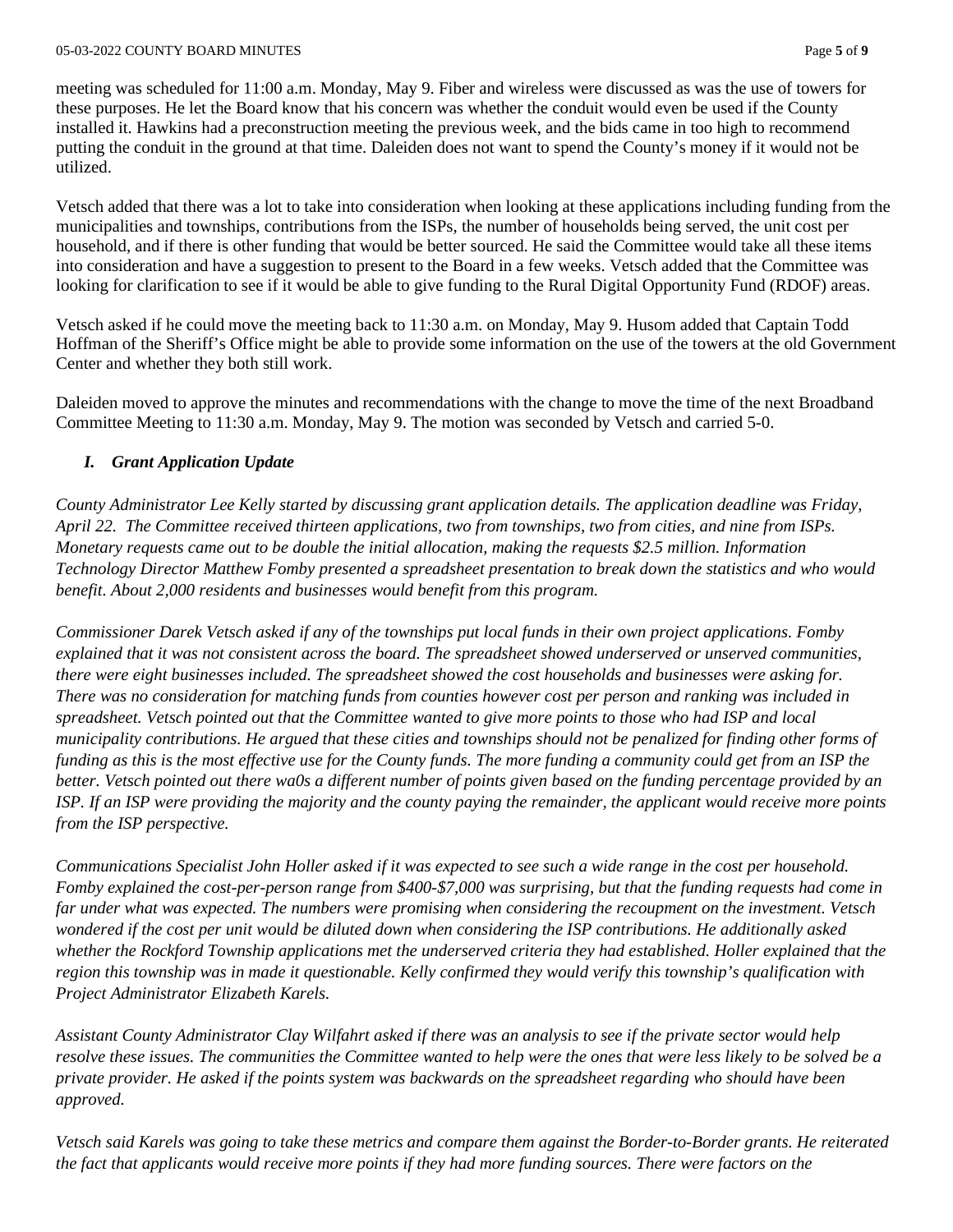meeting was scheduled for 11:00 a.m. Monday, May 9. Fiber and wireless were discussed as was the use of towers for these purposes. He let the Board know that his concern was whether the conduit would even be used if the County installed it. Hawkins had a preconstruction meeting the previous week, and the bids came in too high to recommend putting the conduit in the ground at that time. Daleiden does not want to spend the County's money if it would not be utilized.

Vetsch added that there was a lot to take into consideration when looking at these applications including funding from the municipalities and townships, contributions from the ISPs, the number of households being served, the unit cost per household, and if there is other funding that would be better sourced. He said the Committee would take all these items into consideration and have a suggestion to present to the Board in a few weeks. Vetsch added that the Committee was looking for clarification to see if it would be able to give funding to the Rural Digital Opportunity Fund (RDOF) areas.

Vetsch asked if he could move the meeting back to 11:30 a.m. on Monday, May 9. Husom added that Captain Todd Hoffman of the Sheriff's Office might be able to provide some information on the use of the towers at the old Government Center and whether they both still work.

Daleiden moved to approve the minutes and recommendations with the change to move the time of the next Broadband Committee Meeting to 11:30 a.m. Monday, May 9. The motion was seconded by Vetsch and carried 5-0.

### *I. Grant Application Update*

*County Administrator Lee Kelly started by discussing grant application details. The application deadline was Friday, April 22. The Committee received thirteen applications, two from townships, two from cities, and nine from ISPs. Monetary requests came out to be double the initial allocation, making the requests $2.5 million. Information Technology Director Matthew Fomby presented a spreadsheet presentation to break down the statistics and who would benefit. About 2,000 residents and businesses would benefit from this program.*

*Commissioner Darek Vetsch asked if any of the townships put local funds in their own project applications. Fomby explained that it was not consistent across the board. The spreadsheet showed underserved or unserved communities, there were eight businesses included. The spreadsheet showed the cost households and businesses were asking for. There was no consideration for matching funds from counties however cost per person and ranking was included in spreadsheet. Vetsch pointed out that the Committee wanted to give more points to those who had ISP and local municipality contributions. He argued that these cities and townships should not be penalized for finding other forms of funding as this is the most effective use for the County funds. The more funding a community could get from an ISP the better. Vetsch pointed out there wa0s a different number of points given based on the funding percentage provided by an ISP. If an ISP were providing the majority and the county paying the remainder, the applicant would receive more points from the ISP perspective.*

*Communications Specialist John Holler asked if it was expected to see such a wide range in the cost per household. Fomby explained the cost-per-person range from $400-$7,000 was surprising, but that the funding requests had come in far under what was expected. The numbers were promising when considering the recoupment on the investment. Vetsch wondered if the cost per unit would be diluted down when considering the ISP contributions. He additionally asked whether the Rockford Township applications met the underserved criteria they had established. Holler explained that the region this township was in made it questionable. Kelly confirmed they would verify this township's qualification with Project Administrator Elizabeth Karels.*

*Assistant County Administrator Clay Wilfahrt asked if there was an analysis to see if the private sector would help resolve these issues. The communities the Committee wanted to help were the ones that were less likely to be solved be a private provider. He asked if the points system was backwards on the spreadsheet regarding who should have been approved.*

*Vetsch said Karels was going to take these metrics and compare them against the Border-to-Border grants. He reiterated the fact that applicants would receive more points if they had more funding sources. There were factors on the*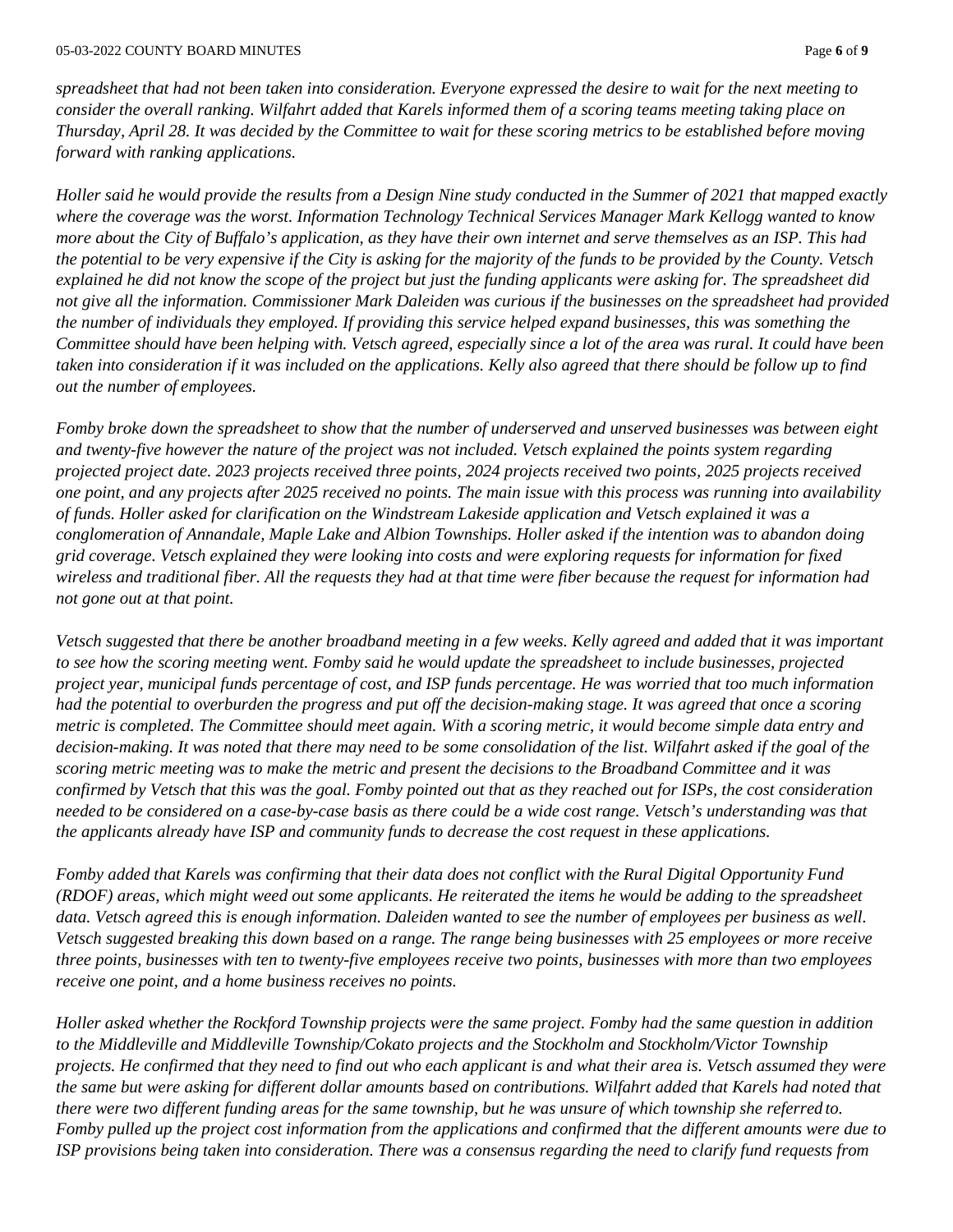*spreadsheet that had not been taken into consideration. Everyone expressed the desire to wait for the next meeting to consider the overall ranking. Wilfahrt added that Karels informed them of a scoring teams meeting taking place on Thursday, April 28. It was decided by the Committee to wait for these scoring metrics to be established before moving forward with ranking applications.*

*Holler said he would provide the results from a Design Nine study conducted in the Summer of 2021 that mapped exactly where the coverage was the worst. Information Technology Technical Services Manager Mark Kellogg wanted to know more about the City of Buffalo's application, as they have their own internet and serve themselves as an ISP. This had the potential to be very expensive if the City is asking for the majority of the funds to be provided by the County. Vetsch explained he did not know the scope of the project but just the funding applicants were asking for. The spreadsheet did not give all the information. Commissioner Mark Daleiden was curious if the businesses on the spreadsheet had provided the number of individuals they employed. If providing this service helped expand businesses, this was something the Committee should have been helping with. Vetsch agreed, especially since a lot of the area was rural. It could have been taken into consideration if it was included on the applications. Kelly also agreed that there should be follow up to find out the number of employees.*

*Fomby broke down the spreadsheet to show that the number of underserved and unserved businesses was between eight and twenty-five however the nature of the project was not included. Vetsch explained the points system regarding projected project date. 2023 projects received three points, 2024 projects received two points, 2025 projects received one point, and any projects after 2025 received no points. The main issue with this process was running into availability of funds. Holler asked for clarification on the Windstream Lakeside application and Vetsch explained it was a conglomeration of Annandale, Maple Lake and Albion Townships. Holler asked if the intention was to abandon doing grid coverage. Vetsch explained they were looking into costs and were exploring requests for information for fixed wireless and traditional fiber. All the requests they had at that time were fiber because the request for information had not gone out at that point.*

*Vetsch suggested that there be another broadband meeting in a few weeks. Kelly agreed and added that it was important to see how the scoring meeting went. Fomby said he would update the spreadsheet to include businesses, projected project year, municipal funds percentage of cost, and ISP funds percentage. He was worried that too much information had the potential to overburden the progress and put off the decision-making stage. It was agreed that once a scoring metric is completed. The Committee should meet again. With a scoring metric, it would become simple data entry and decision-making. It was noted that there may need to be some consolidation of the list. Wilfahrt asked if the goal of the scoring metric meeting was to make the metric and present the decisions to the Broadband Committee and it was confirmed by Vetsch that this was the goal. Fomby pointed out that as they reached out for ISPs, the cost consideration needed to be considered on a case-by-case basis as there could be a wide cost range. Vetsch's understanding was that the applicants already have ISP and community funds to decrease the cost request in these applications.*

*Fomby added that Karels was confirming that their data does not conflict with the Rural Digital Opportunity Fund (RDOF) areas, which might weed out some applicants. He reiterated the items he would be adding to the spreadsheet data. Vetsch agreed this is enough information. Daleiden wanted to see the number of employees per business as well. Vetsch suggested breaking this down based on a range. The range being businesses with 25 employees or more receive three points, businesses with ten to twenty-five employees receive two points, businesses with more than two employees receive one point, and a home business receives no points.*

*Holler asked whether the Rockford Township projects were the same project. Fomby had the same question in addition to the Middleville and Middleville Township/Cokato projects and the Stockholm and Stockholm/Victor Township projects. He confirmed that they need to find out who each applicant is and what their area is. Vetsch assumed they were the same but were asking for different dollar amounts based on contributions. Wilfahrt added that Karels had noted that there were two different funding areas for the same township, but he was unsure of which township she referred to. Fomby pulled up the project cost information from the applications and confirmed that the different amounts were due to ISP provisions being taken into consideration. There was a consensus regarding the need to clarify fund requests from*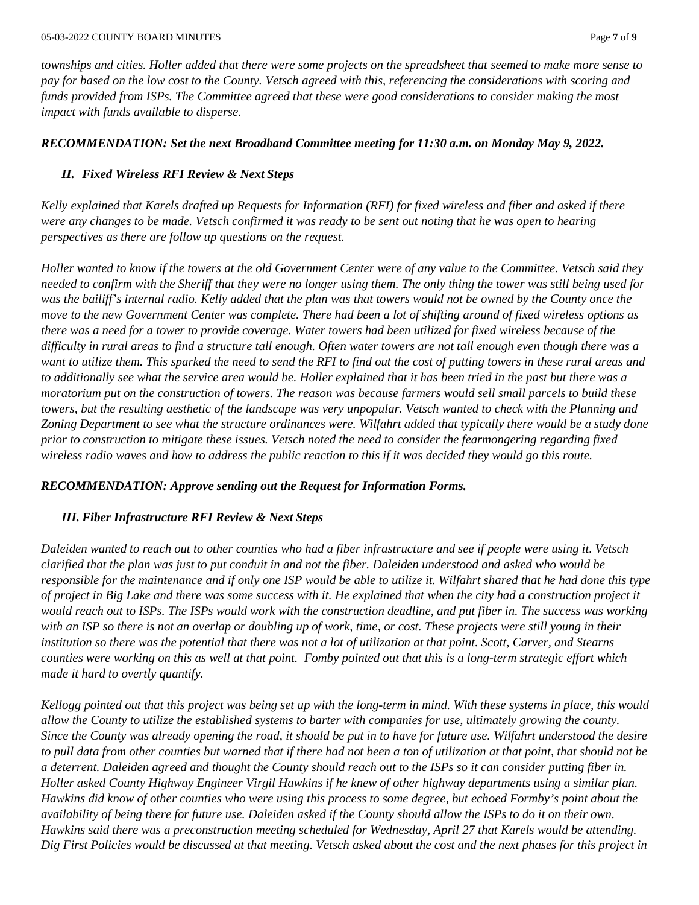*townships and cities. Holler added that there were some projects on the spreadsheet that seemed to make more sense to pay for based on the low cost to the County. Vetsch agreed with this, referencing the considerations with scoring and funds provided from ISPs. The Committee agreed that these were good considerations to consider making the most impact with funds available to disperse.*

***RECOMMENDATION: Set the next Broadband Committee meeting for 11:30 a.m. on Monday May 9, 2022.***

***II. Fixed Wireless RFI Review & Next Steps***

*Kelly explained that Karels drafted up Requests for Information (RFI) for fixed wireless and fiber and asked if there were any changes to be made. Vetsch confirmed it was ready to be sent out noting that he was open to hearing perspectives as there are follow up questions on the request.*

*Holler wanted to know if the towers at the old Government Center were of any value to the Committee. Vetsch said they needed to confirm with the Sheriff that they were no longer using them. The only thing the tower was still being used for was the bailiff's internal radio. Kelly added that the plan was that towers would not be owned by the County once the move to the new Government Center was complete. There had been a lot of shifting around of fixed wireless options as there was a need for a tower to provide coverage. Water towers had been utilized for fixed wireless because of the difficulty in rural areas to find a structure tall enough. Often water towers are not tall enough even though there was a want to utilize them. This sparked the need to send the RFI to find out the cost of putting towers in these rural areas and to additionally see what the service area would be. Holler explained that it has been tried in the past but there was a moratorium put on the construction of towers. The reason was because farmers would sell small parcels to build these towers, but the resulting aesthetic of the landscape was very unpopular. Vetsch wanted to check with the Planning and Zoning Department to see what the structure ordinances were. Wilfahrt added that typically there would be a study done prior to construction to mitigate these issues. Vetsch noted the need to consider the fearmongering regarding fixed wireless radio waves and how to address the public reaction to this if it was decided they would go this route.*

***RECOMMENDATION: Approve sending out the Request for Information Forms.***

***III. Fiber Infrastructure RFI Review & Next Steps***

*Daleiden wanted to reach out to other counties who had a fiber infrastructure and see if people were using it. Vetsch clarified that the plan was just to put conduit in and not the fiber. Daleiden understood and asked who would be responsible for the maintenance and if only one ISP would be able to utilize it. Wilfahrt shared that he had done this type of project in Big Lake and there was some success with it. He explained that when the city had a construction project it would reach out to ISPs. The ISPs would work with the construction deadline, and put fiber in. The success was working with an ISP so there is not an overlap or doubling up of work, time, or cost. These projects were still young in their institution so there was the potential that there was not a lot of utilization at that point. Scott, Carver, and Stearns counties were working on this as well at that point. Fomby pointed out that this is a long-term strategic effort which made it hard to overtly quantify.*

*Kellogg pointed out that this project was being set up with the long-term in mind. With these systems in place, this would allow the County to utilize the established systems to barter with companies for use, ultimately growing the county. Since the County was already opening the road, it should be put in to have for future use. Wilfahrt understood the desire to pull data from other counties but warned that if there had not been a ton of utilization at that point, that should not be a deterrent. Daleiden agreed and thought the County should reach out to the ISPs so it can consider putting fiber in. Holler asked County Highway Engineer Virgil Hawkins if he knew of other highway departments using a similar plan. Hawkins did know of other counties who were using this process to some degree, but echoed Formby's point about the availability of being there for future use. Daleiden asked if the County should allow the ISPs to do it on their own. Hawkins said there was a preconstruction meeting scheduled for Wednesday, April 27 that Karels would be attending. Dig First Policies would be discussed at that meeting. Vetsch asked about the cost and the next phases for this project in*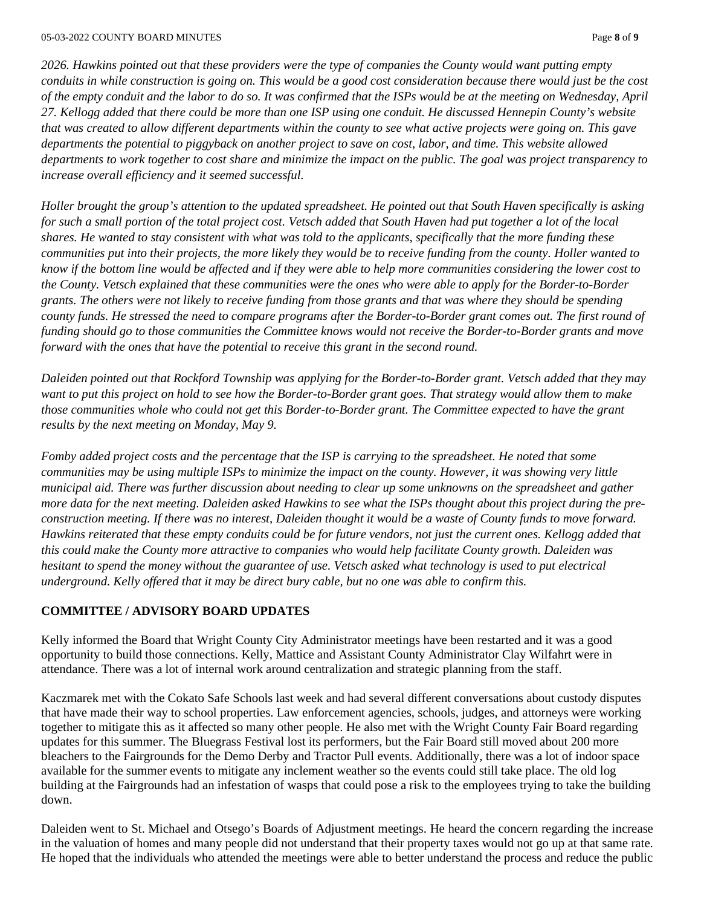*2026. Hawkins pointed out that these providers were the type of companies the County would want putting empty conduits in while construction is going on. This would be a good cost consideration because there would just be the cost of the empty conduit and the labor to do so. It was confirmed that the ISPs would be at the meeting on Wednesday, April 27. Kellogg added that there could be more than one ISP using one conduit. He discussed Hennepin County's website that was created to allow different departments within the county to see what active projects were going on. This gave departments the potential to piggyback on another project to save on cost, labor, and time. This website allowed departments to work together to cost share and minimize the impact on the public. The goal was project transparency to increase overall efficiency and it seemed successful.*

*Holler brought the group's attention to the updated spreadsheet. He pointed out that South Haven specifically is asking for such a small portion of the total project cost. Vetsch added that South Haven had put together a lot of the local shares. He wanted to stay consistent with what was told to the applicants, specifically that the more funding these communities put into their projects, the more likely they would be to receive funding from the county. Holler wanted to know if the bottom line would be affected and if they were able to help more communities considering the lower cost to the County. Vetsch explained that these communities were the ones who were able to apply for the Border-to-Border grants. The others were not likely to receive funding from those grants and that was where they should be spending county funds. He stressed the need to compare programs after the Border-to-Border grant comes out. The first round of funding should go to those communities the Committee knows would not receive the Border-to-Border grants and move forward with the ones that have the potential to receive this grant in the second round.*

*Daleiden pointed out that Rockford Township was applying for the Border-to-Border grant. Vetsch added that they may want to put this project on hold to see how the Border-to-Border grant goes. That strategy would allow them to make those communities whole who could not get this Border-to-Border grant. The Committee expected to have the grant results by the next meeting on Monday, May 9.*

*Fomby added project costs and the percentage that the ISP is carrying to the spreadsheet. He noted that some communities may be using multiple ISPs to minimize the impact on the county. However, it was showing very little municipal aid. There was further discussion about needing to clear up some unknowns on the spreadsheet and gather more data for the next meeting. Daleiden asked Hawkins to see what the ISPs thought about this project during the pre-construction meeting. If there was no interest, Daleiden thought it would be a waste of County funds to move forward. Hawkins reiterated that these empty conduits could be for future vendors, not just the current ones. Kellogg added that this could make the County more attractive to companies who would help facilitate County growth. Daleiden was hesitant to spend the money without the guarantee of use. Vetsch asked what technology is used to put electrical underground. Kelly offered that it may be direct bury cable, but no one was able to confirm this.*

## COMMITTEE / ADVISORY BOARD UPDATES

Kelly informed the Board that Wright County City Administrator meetings have been restarted and it was a good opportunity to build those connections. Kelly, Mattice and Assistant County Administrator Clay Wilfahrt were in attendance. There was a lot of internal work around centralization and strategic planning from the staff.

Kaczmarek met with the Cokato Safe Schools last week and had several different conversations about custody disputes that have made their way to school properties. Law enforcement agencies, schools, judges, and attorneys were working together to mitigate this as it affected so many other people. He also met with the Wright County Fair Board regarding updates for this summer. The Bluegrass Festival lost its performers, but the Fair Board still moved about 200 more bleachers to the Fairgrounds for the Demo Derby and Tractor Pull events. Additionally, there was a lot of indoor space available for the summer events to mitigate any inclement weather so the events could still take place. The old log building at the Fairgrounds had an infestation of wasps that could pose a risk to the employees trying to take the building down.

Daleiden went to St. Michael and Otsego's Boards of Adjustment meetings. He heard the concern regarding the increase in the valuation of homes and many people did not understand that their property taxes would not go up at that same rate. He hoped that the individuals who attended the meetings were able to better understand the process and reduce the public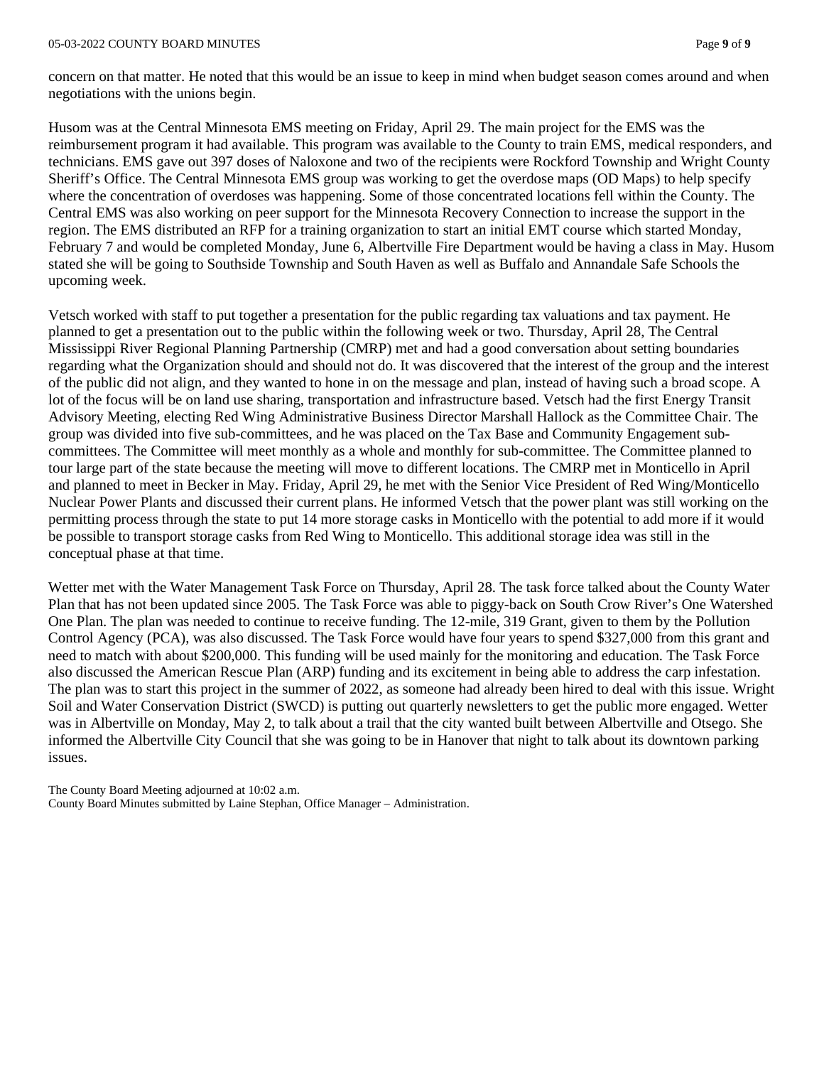concern on that matter. He noted that this would be an issue to keep in mind when budget season comes around and when negotiations with the unions begin.

Husom was at the Central Minnesota EMS meeting on Friday, April 29. The main project for the EMS was the reimbursement program it had available. This program was available to the County to train EMS, medical responders, and technicians. EMS gave out 397 doses of Naloxone and two of the recipients were Rockford Township and Wright County Sheriff's Office. The Central Minnesota EMS group was working to get the overdose maps (OD Maps) to help specify where the concentration of overdoses was happening. Some of those concentrated locations fell within the County. The Central EMS was also working on peer support for the Minnesota Recovery Connection to increase the support in the region. The EMS distributed an RFP for a training organization to start an initial EMT course which started Monday, February 7 and would be completed Monday, June 6, Albertville Fire Department would be having a class in May. Husom stated she will be going to Southside Township and South Haven as well as Buffalo and Annandale Safe Schools the upcoming week.

Vetsch worked with staff to put together a presentation for the public regarding tax valuations and tax payment. He planned to get a presentation out to the public within the following week or two. Thursday, April 28, The Central Mississippi River Regional Planning Partnership (CMRP) met and had a good conversation about setting boundaries regarding what the Organization should and should not do. It was discovered that the interest of the group and the interest of the public did not align, and they wanted to hone in on the message and plan, instead of having such a broad scope. A lot of the focus will be on land use sharing, transportation and infrastructure based. Vetsch had the first Energy Transit Advisory Meeting, electing Red Wing Administrative Business Director Marshall Hallock as the Committee Chair. The group was divided into five sub-committees, and he was placed on the Tax Base and Community Engagement sub-committees. The Committee will meet monthly as a whole and monthly for sub-committee. The Committee planned to tour large part of the state because the meeting will move to different locations. The CMRP met in Monticello in April and planned to meet in Becker in May. Friday, April 29, he met with the Senior Vice President of Red Wing/Monticello Nuclear Power Plants and discussed their current plans. He informed Vetsch that the power plant was still working on the permitting process through the state to put 14 more storage casks in Monticello with the potential to add more if it would be possible to transport storage casks from Red Wing to Monticello. This additional storage idea was still in the conceptual phase at that time.

Wetter met with the Water Management Task Force on Thursday, April 28. The task force talked about the County Water Plan that has not been updated since 2005. The Task Force was able to piggy-back on South Crow River's One Watershed One Plan. The plan was needed to continue to receive funding. The 12-mile, 319 Grant, given to them by the Pollution Control Agency (PCA), was also discussed. The Task Force would have four years to spend $327,000 from this grant and need to match with about $200,000. This funding will be used mainly for the monitoring and education. The Task Force also discussed the American Rescue Plan (ARP) funding and its excitement in being able to address the carp infestation. The plan was to start this project in the summer of 2022, as someone had already been hired to deal with this issue. Wright Soil and Water Conservation District (SWCD) is putting out quarterly newsletters to get the public more engaged. Wetter was in Albertville on Monday, May 2, to talk about a trail that the city wanted built between Albertville and Otsego. She informed the Albertville City Council that she was going to be in Hanover that night to talk about its downtown parking issues.

The County Board Meeting adjourned at 10:02 a.m.
County Board Minutes submitted by Laine Stephan, Office Manager – Administration.